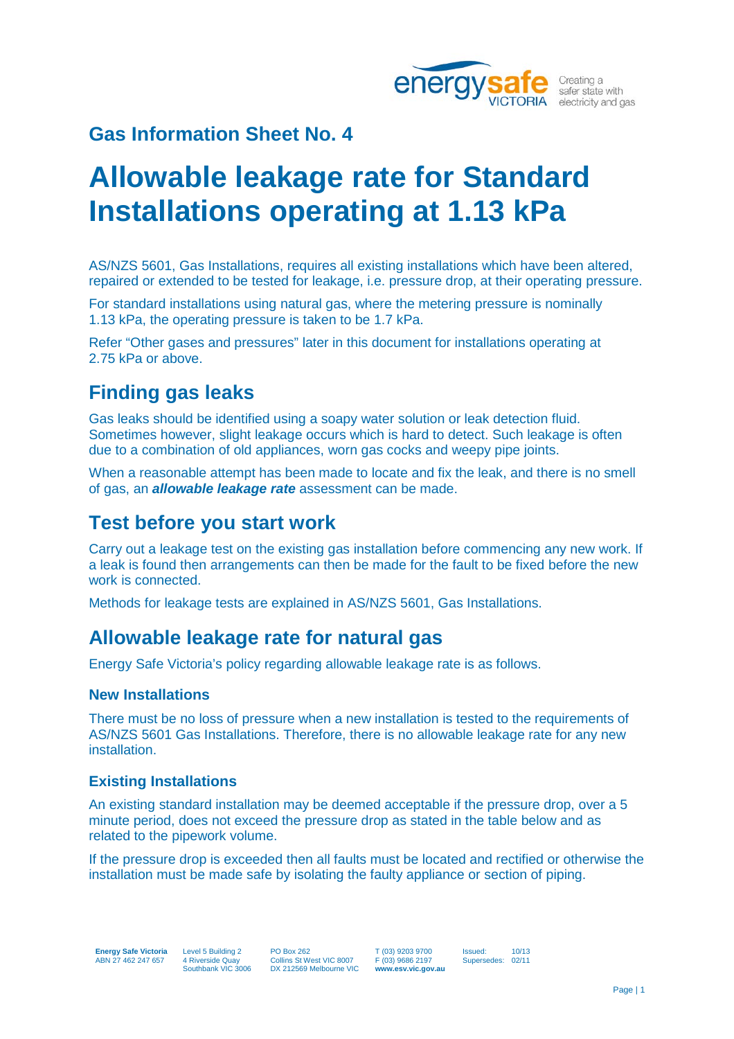## Gas Information Sheet No. 4

# Allowable leakage rate for Standard Installations operating at 1.13 kPa

AS/NZS 5601, Gas Installations, requires all existing installations which have been altered, repaired or extended to be tested for leakage, i.e. pressure drop, at their operating pressure.

For standard installations using natural gas, where the metering pressure is nominally 1.13 kPa, the operating pressure is taken to be 1.7 kPa.

Refer "Other gases and pressures" later in this document for installations operating at 2.75 kPa or above.

## Finding gas leaks

Gas leaks should be identified using a soapy water solution or leak detection fluid. Sometimes however, slight leakage occurs which is hard to detect. Such leakage is often due to a combination of old appliances, worn gas cocks and weepy pipe joints.

When a reasonable attempt has been made to locate and fix the leak, and there is no smell of gas, an ***allowable leakage rate*** assessment can be made.

## Test before you start work

Carry out a leakage test on the existing gas installation before commencing any new work. If a leak is found then arrangements can then be made for the fault to be fixed before the new work is connected.

Methods for leakage tests are explained in AS/NZS 5601, Gas Installations.

## Allowable leakage rate for natural gas

Energy Safe Victoria's policy regarding allowable leakage rate is as follows.

### New Installations

There must be no loss of pressure when a new installation is tested to the requirements of AS/NZS 5601 Gas Installations. Therefore, there is no allowable leakage rate for any new installation.

### Existing Installations

An existing standard installation may be deemed acceptable if the pressure drop, over a 5 minute period, does not exceed the pressure drop as stated in the table below and as related to the pipework volume.

If the pressure drop is exceeded then all faults must be located and rectified or otherwise the installation must be made safe by isolating the faulty appliance or section of piping.

Energy Safe Victoria ABN 27 462 247 657 | Level 5 Building 2, 4 Riverside Quay, Southbank VIC 3006 | PO Box 262, Collins St West VIC 8007, DX 212569 Melbourne VIC | T (03) 9203 9700, F (03) 9686 2197, **www.esv.vic.gov.au** | Issued: 10/13, Supersedes: 02/11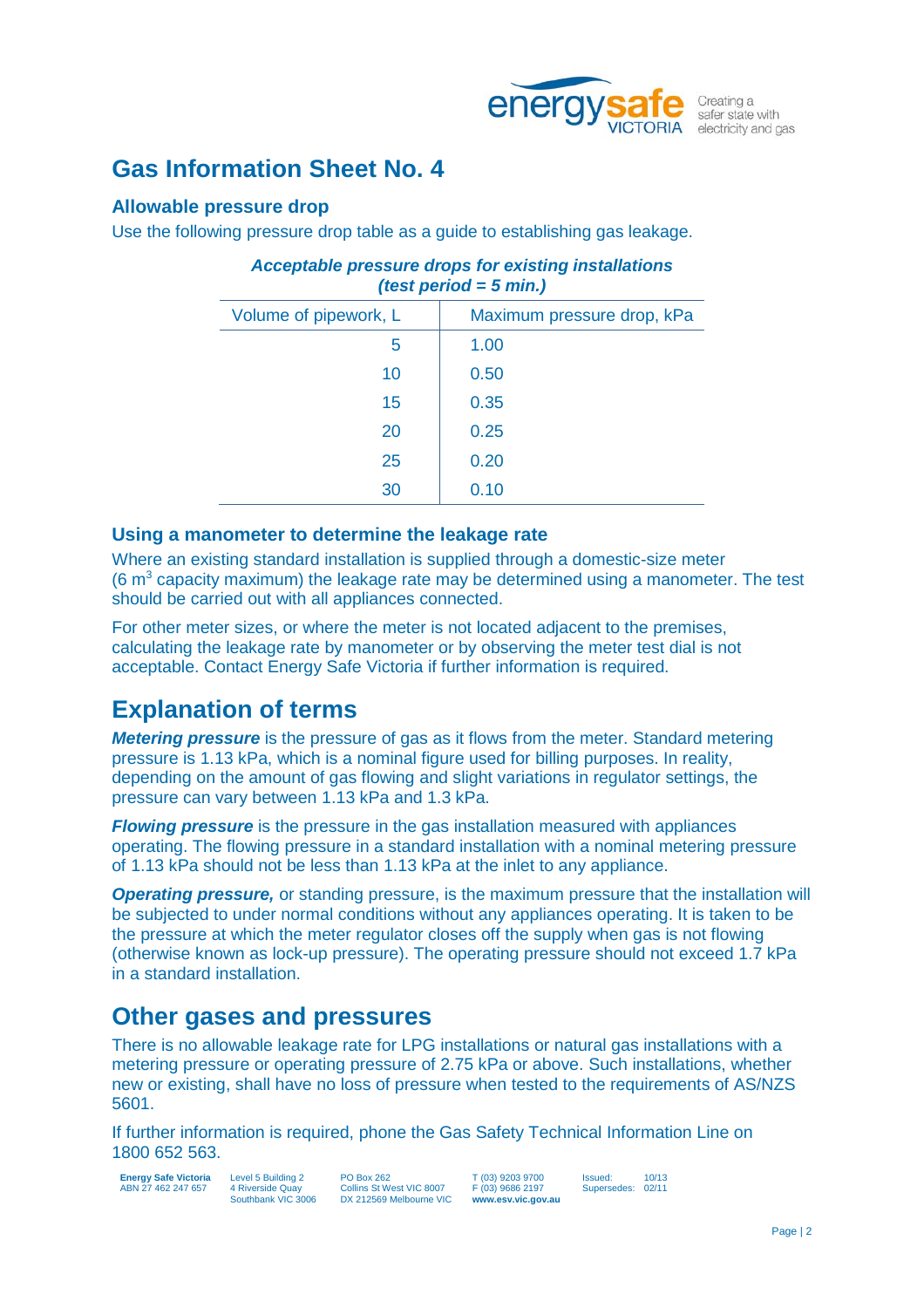# Gas Information Sheet No. 4

### Allowable pressure drop

Use the following pressure drop table as a guide to establishing gas leakage.

***Acceptable pressure drops for existing installations (test period = 5 min.)***

| Volume of pipework, L | Maximum pressure drop, kPa |
|---|---|
| 5 | 1.00 |
| 10 | 0.50 |
| 15 | 0.35 |
| 20 | 0.25 |
| 25 | 0.20 |
| 30 | 0.10 |

### Using a manometer to determine the leakage rate

Where an existing standard installation is supplied through a domestic-size meter ($6\ m^3$ capacity maximum) the leakage rate may be determined using a manometer. The test should be carried out with all appliances connected.

For other meter sizes, or where the meter is not located adjacent to the premises, calculating the leakage rate by manometer or by observing the meter test dial is not acceptable. Contact Energy Safe Victoria if further information is required.

## Explanation of terms

***Metering pressure*** is the pressure of gas as it flows from the meter. Standard metering pressure is 1.13 kPa, which is a nominal figure used for billing purposes. In reality, depending on the amount of gas flowing and slight variations in regulator settings, the pressure can vary between 1.13 kPa and 1.3 kPa.

***Flowing pressure*** is the pressure in the gas installation measured with appliances operating. The flowing pressure in a standard installation with a nominal metering pressure of 1.13 kPa should not be less than 1.13 kPa at the inlet to any appliance.

***Operating pressure,*** or standing pressure, is the maximum pressure that the installation will be subjected to under normal conditions without any appliances operating. It is taken to be the pressure at which the meter regulator closes off the supply when gas is not flowing (otherwise known as lock-up pressure). The operating pressure should not exceed 1.7 kPa in a standard installation.

## Other gases and pressures

There is no allowable leakage rate for LPG installations or natural gas installations with a metering pressure or operating pressure of 2.75 kPa or above. Such installations, whether new or existing, shall have no loss of pressure when tested to the requirements of AS/NZS 5601.

If further information is required, phone the Gas Safety Technical Information Line on 1800 652 563.

**Energy Safe Victoria** ABN 27 462 247 657 | Level 5 Building 2, 4 Riverside Quay, Southbank VIC 3006 | PO Box 262, Collins St West VIC 8007, DX 212569 Melbourne VIC | T (03) 9203 9700, F (03) 9686 2197, **www.esv.vic.gov.au** | Issued: 10/13, Supersedes: 02/11